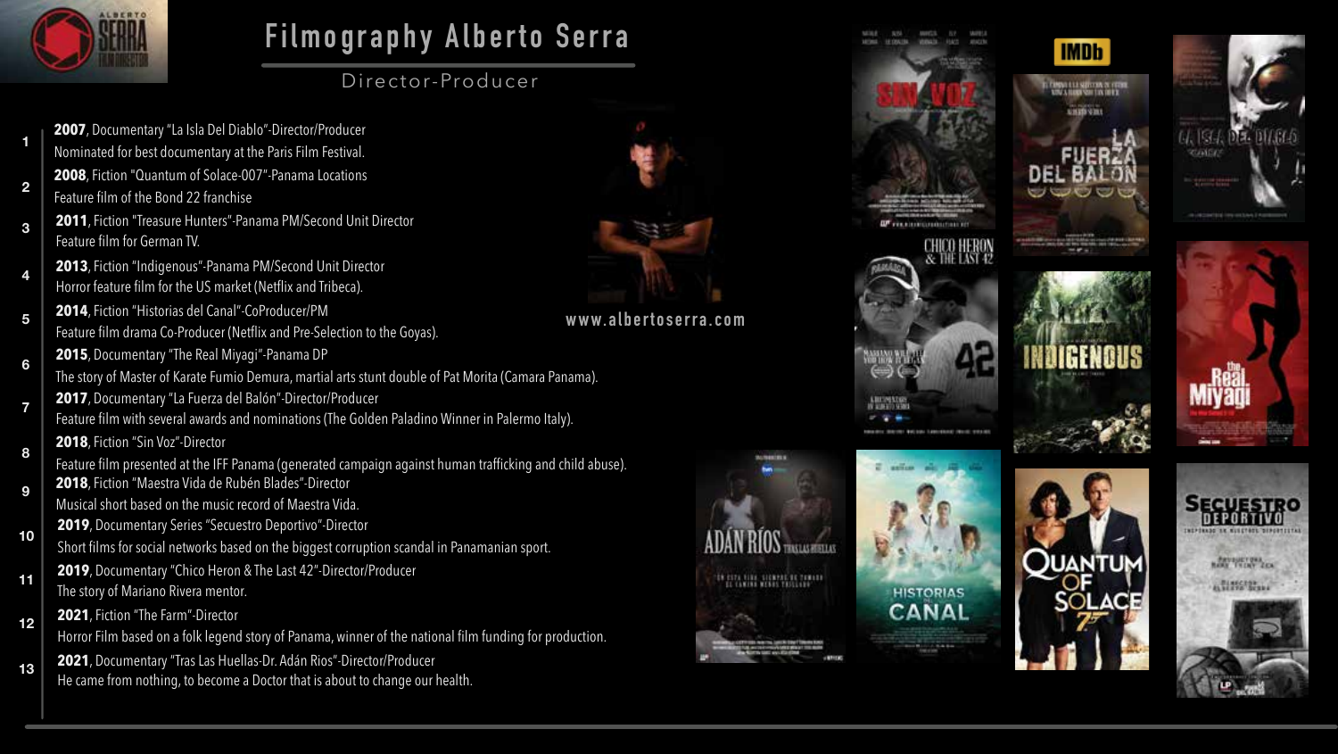# Filmography Alberto Serra

Director-Producer

1. **2007**, Documentary "La Isla Del Diablo"-Director/Producer
   Nominated for best documentary at the Paris Film Festival.
2. **2008**, Fiction "Quantum of Solace-007"-Panama Locations
   Feature film of the Bond 22 franchise
3. **2011**, Fiction "Treasure Hunters"-Panama PM/Second Unit Director
   Feature film for German TV.
4. **2013**, Fiction "Indigenous"-Panama PM/Second Unit Director
   Horror feature film for the US market (Netflix and Tribeca).
5. **2014**, Fiction "Historias del Canal"-CoProducer/PM
   Feature film drama Co-Producer (Netflix and Pre-Selection to the Goyas).
6. **2015**, Documentary "The Real Miyagi"-Panama DP
   The story of Master of Karate Fumio Demura, martial arts stunt double of Pat Morita (Camara Panama).
7. **2017**, Documentary "La Fuerza del Balón"-Director/Producer
   Feature film with several awards and nominations (The Golden Paladino Winner in Palermo Italy).
8. **2018**, Fiction "Sin Voz"-Director
   Feature film presented at the IFF Panama (generated campaign against human trafficking and child abuse).
9. **2018**, Fiction "Maestra Vida de Rubén Blades"-Director
   Musical short based on the music record of Maestra Vida.
10. **2019**, Documentary Series "Secuestro Deportivo"-Director
    Short films for social networks based on the biggest corruption scandal in Panamanian sport.
11. **2019**, Documentary "Chico Heron & The Last 42"-Director/Producer
    The story of Mariano Rivera mentor.
12. **2021**, Fiction "The Farm"-Director
    Horror Film based on a folk legend story of Panama, winner of the national film funding for production.
13. **2021**, Documentary "Tras Las Huellas-Dr. Adán Rios"-Director/Producer
    He came from nothing, to become a Doctor that is about to change our health.

www.albertoserra.com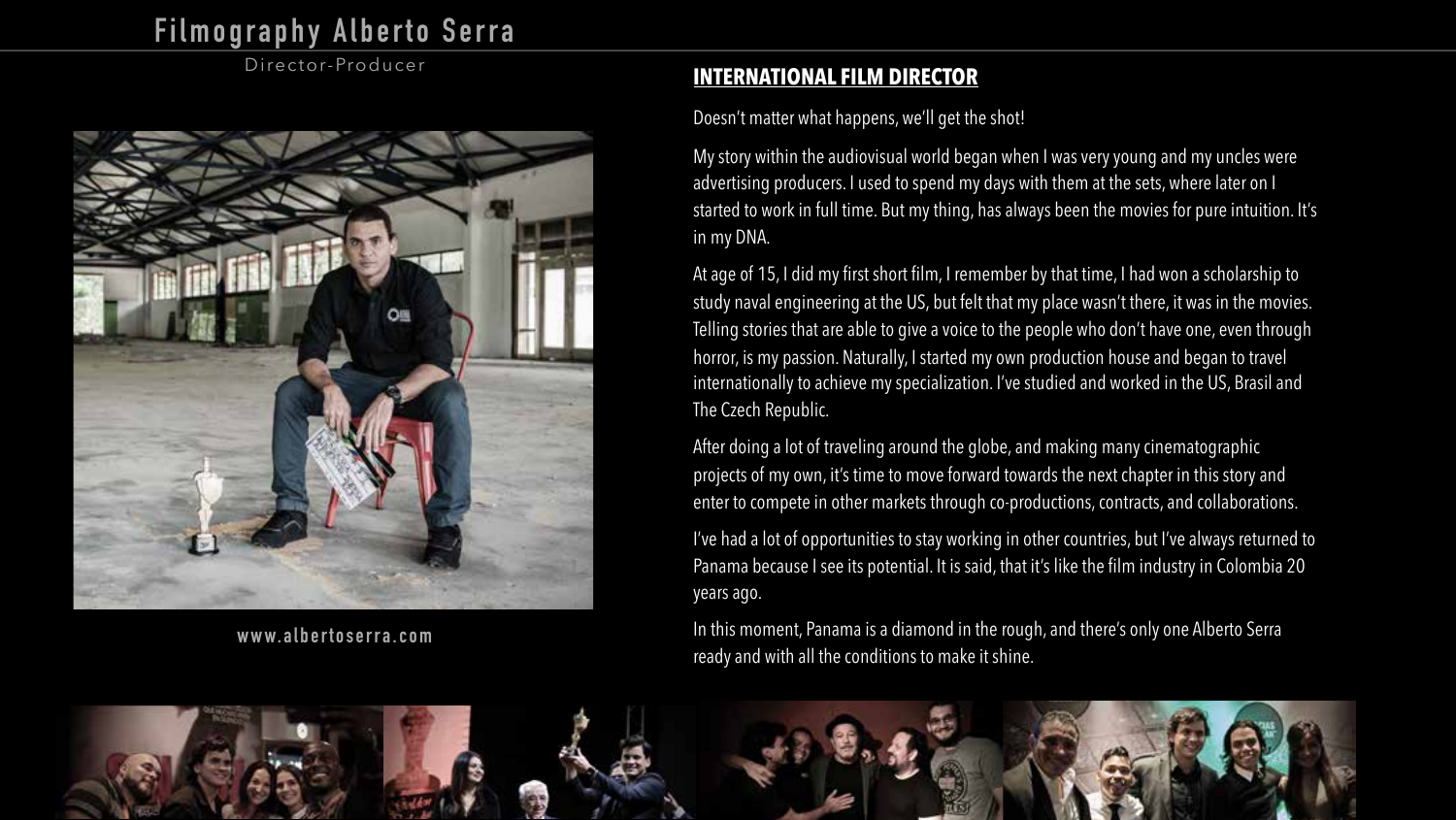# Filmography Alberto Serra

Director-Producer

www.albertoserra.com

## INTERNATIONAL FILM DIRECTOR

Doesn't matter what happens, we'll get the shot!

My story within the audiovisual world began when I was very young and my uncles were advertising producers. I used to spend my days with them at the sets, where later on I started to work in full time. But my thing, has always been the movies for pure intuition. It's in my DNA.

At age of 15, I did my first short film, I remember by that time, I had won a scholarship to study naval engineering at the US, but felt that my place wasn't there, it was in the movies. Telling stories that are able to give a voice to the people who don't have one, even through horror, is my passion. Naturally, I started my own production house and began to travel internationally to achieve my specialization. I've studied and worked in the US, Brasil and The Czech Republic.

After doing a lot of traveling around the globe, and making many cinematographic projects of my own, it's time to move forward towards the next chapter in this story and enter to compete in other markets through co-productions, contracts, and collaborations.

I've had a lot of opportunities to stay working in other countries, but I've always returned to Panama because I see its potential. It is said, that it's like the film industry in Colombia 20 years ago.

In this moment, Panama is a diamond in the rough, and there's only one Alberto Serra ready and with all the conditions to make it shine.